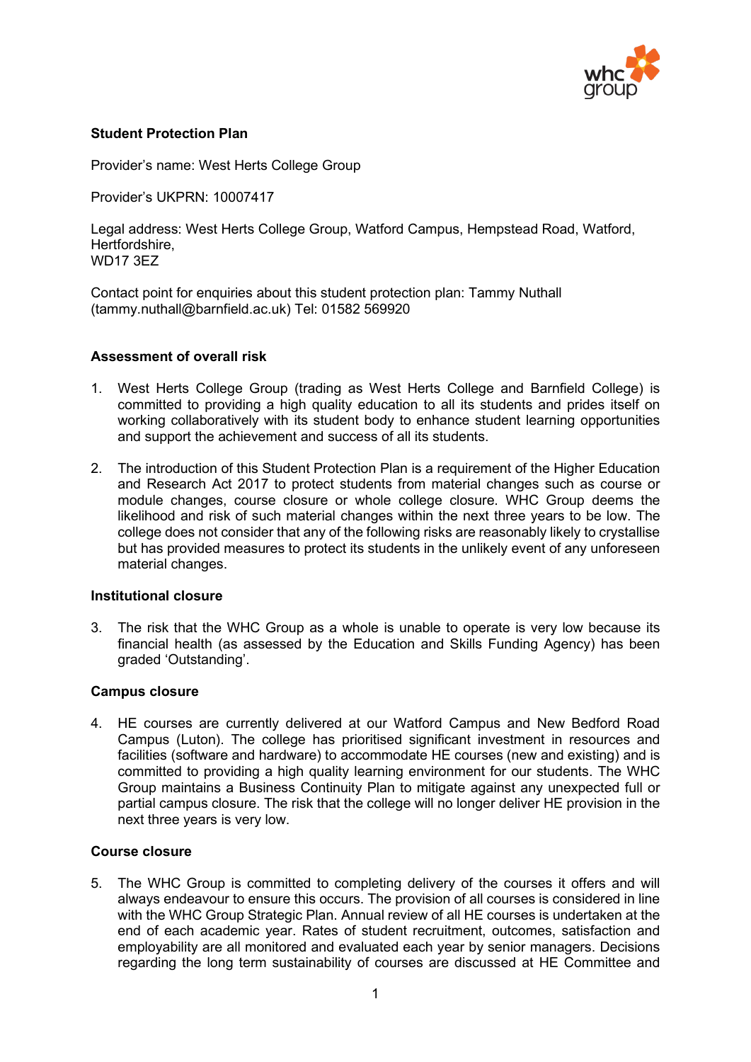# Student Protection Plan

Provider's name: West Herts College Group

Provider's UKPRN: 10007417

Legal address: West Herts College Group, Watford Campus, Hempstead Road, Watford, Hertfordshire,
WD17 3EZ

Contact point for enquiries about this student protection plan: Tammy Nuthall (tammy.nuthall@barnfield.ac.uk) Tel: 01582 569920

## Assessment of overall risk

1. West Herts College Group (trading as West Herts College and Barnfield College) is committed to providing a high quality education to all its students and prides itself on working collaboratively with its student body to enhance student learning opportunities and support the achievement and success of all its students.

2. The introduction of this Student Protection Plan is a requirement of the Higher Education and Research Act 2017 to protect students from material changes such as course or module changes, course closure or whole college closure. WHC Group deems the likelihood and risk of such material changes within the next three years to be low. The college does not consider that any of the following risks are reasonably likely to crystallise but has provided measures to protect its students in the unlikely event of any unforeseen material changes.

## Institutional closure

3. The risk that the WHC Group as a whole is unable to operate is very low because its financial health (as assessed by the Education and Skills Funding Agency) has been graded 'Outstanding'.

## Campus closure

4. HE courses are currently delivered at our Watford Campus and New Bedford Road Campus (Luton). The college has prioritised significant investment in resources and facilities (software and hardware) to accommodate HE courses (new and existing) and is committed to providing a high quality learning environment for our students. The WHC Group maintains a Business Continuity Plan to mitigate against any unexpected full or partial campus closure. The risk that the college will no longer deliver HE provision in the next three years is very low.

## Course closure

5. The WHC Group is committed to completing delivery of the courses it offers and will always endeavour to ensure this occurs. The provision of all courses is considered in line with the WHC Group Strategic Plan. Annual review of all HE courses is undertaken at the end of each academic year. Rates of student recruitment, outcomes, satisfaction and employability are all monitored and evaluated each year by senior managers. Decisions regarding the long term sustainability of courses are discussed at HE Committee and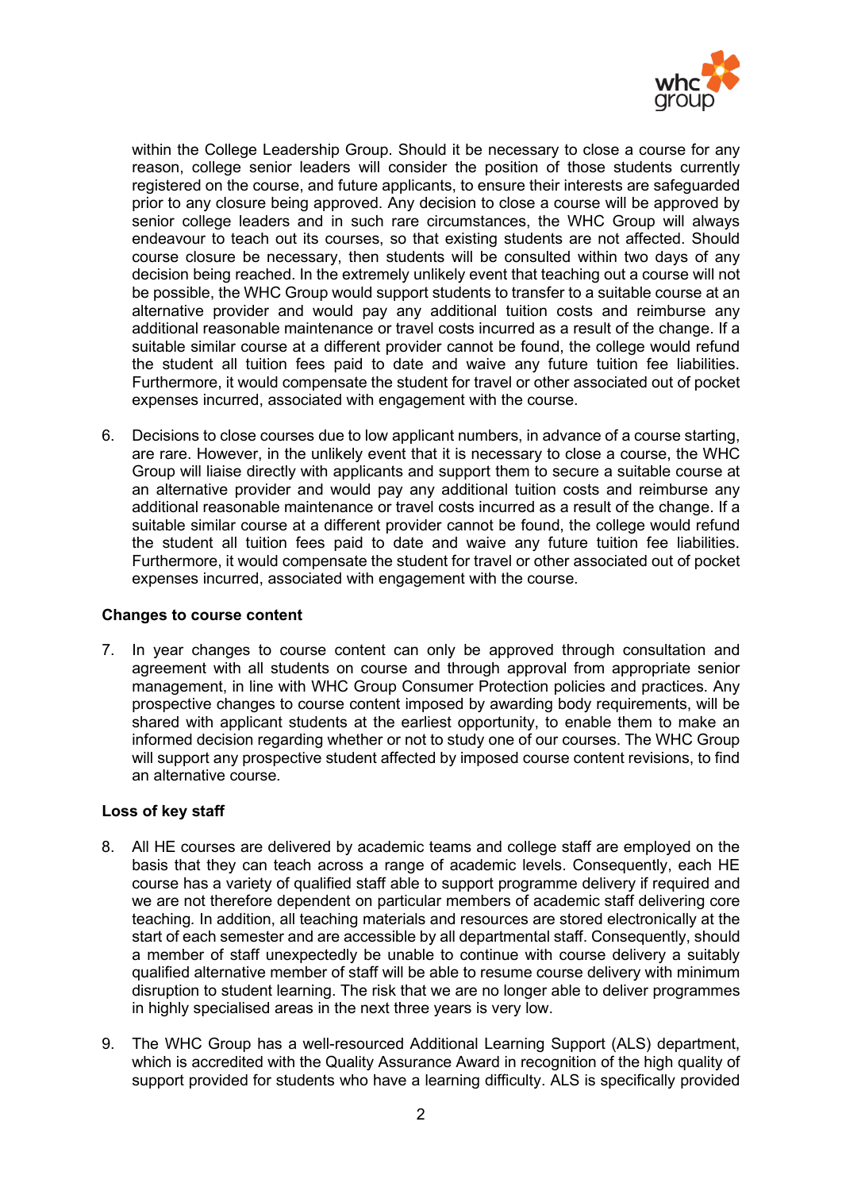within the College Leadership Group. Should it be necessary to close a course for any reason, college senior leaders will consider the position of those students currently registered on the course, and future applicants, to ensure their interests are safeguarded prior to any closure being approved. Any decision to close a course will be approved by senior college leaders and in such rare circumstances, the WHC Group will always endeavour to teach out its courses, so that existing students are not affected. Should course closure be necessary, then students will be consulted within two days of any decision being reached. In the extremely unlikely event that teaching out a course will not be possible, the WHC Group would support students to transfer to a suitable course at an alternative provider and would pay any additional tuition costs and reimburse any additional reasonable maintenance or travel costs incurred as a result of the change. If a suitable similar course at a different provider cannot be found, the college would refund the student all tuition fees paid to date and waive any future tuition fee liabilities. Furthermore, it would compensate the student for travel or other associated out of pocket expenses incurred, associated with engagement with the course.

6. Decisions to close courses due to low applicant numbers, in advance of a course starting, are rare. However, in the unlikely event that it is necessary to close a course, the WHC Group will liaise directly with applicants and support them to secure a suitable course at an alternative provider and would pay any additional tuition costs and reimburse any additional reasonable maintenance or travel costs incurred as a result of the change. If a suitable similar course at a different provider cannot be found, the college would refund the student all tuition fees paid to date and waive any future tuition fee liabilities. Furthermore, it would compensate the student for travel or other associated out of pocket expenses incurred, associated with engagement with the course.

**Changes to course content**

7. In year changes to course content can only be approved through consultation and agreement with all students on course and through approval from appropriate senior management, in line with WHC Group Consumer Protection policies and practices. Any prospective changes to course content imposed by awarding body requirements, will be shared with applicant students at the earliest opportunity, to enable them to make an informed decision regarding whether or not to study one of our courses. The WHC Group will support any prospective student affected by imposed course content revisions, to find an alternative course.

**Loss of key staff**

8. All HE courses are delivered by academic teams and college staff are employed on the basis that they can teach across a range of academic levels. Consequently, each HE course has a variety of qualified staff able to support programme delivery if required and we are not therefore dependent on particular members of academic staff delivering core teaching. In addition, all teaching materials and resources are stored electronically at the start of each semester and are accessible by all departmental staff. Consequently, should a member of staff unexpectedly be unable to continue with course delivery a suitably qualified alternative member of staff will be able to resume course delivery with minimum disruption to student learning. The risk that we are no longer able to deliver programmes in highly specialised areas in the next three years is very low.

9. The WHC Group has a well-resourced Additional Learning Support (ALS) department, which is accredited with the Quality Assurance Award in recognition of the high quality of support provided for students who have a learning difficulty. ALS is specifically provided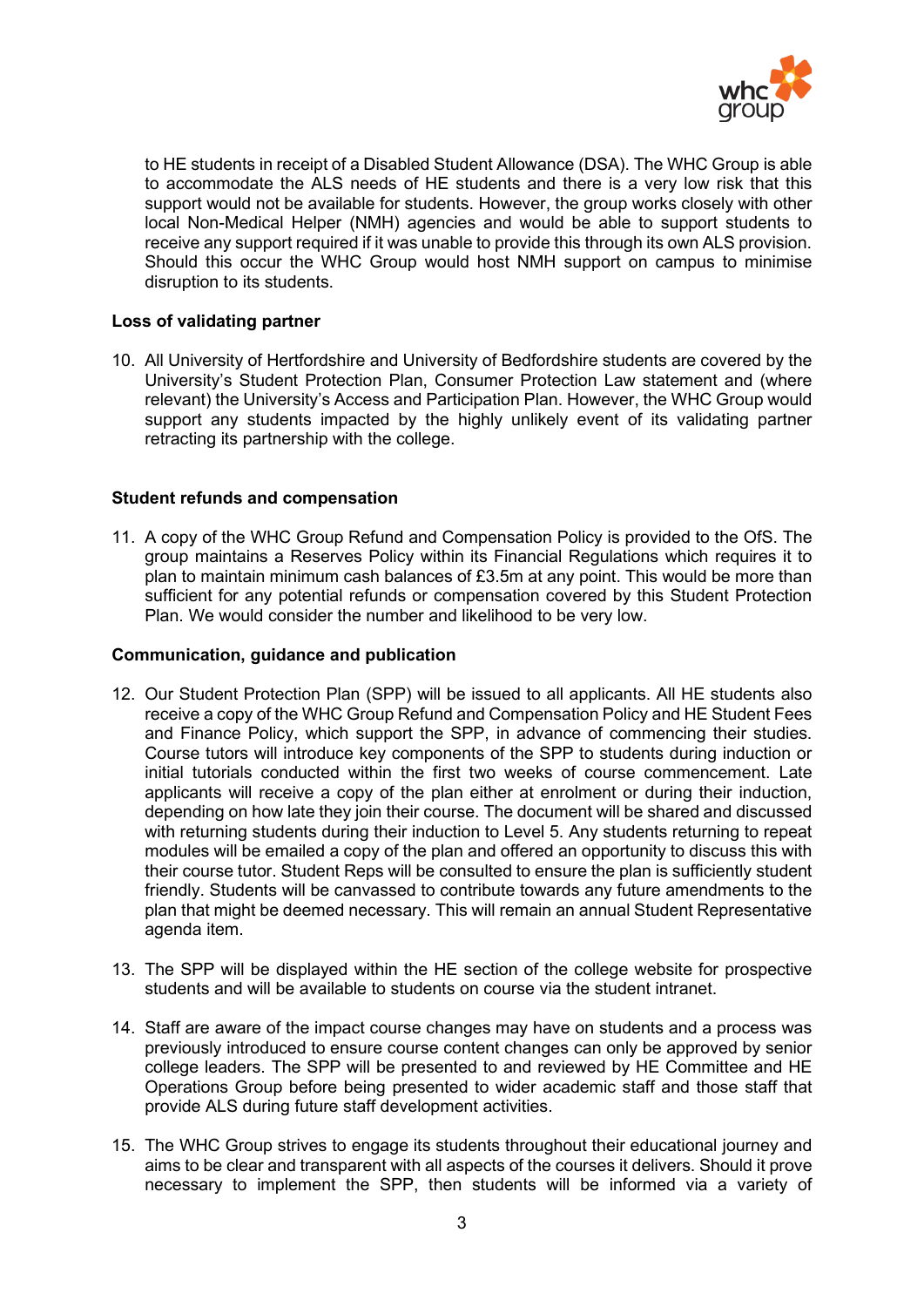to HE students in receipt of a Disabled Student Allowance (DSA). The WHC Group is able to accommodate the ALS needs of HE students and there is a very low risk that this support would not be available for students. However, the group works closely with other local Non-Medical Helper (NMH) agencies and would be able to support students to receive any support required if it was unable to provide this through its own ALS provision. Should this occur the WHC Group would host NMH support on campus to minimise disruption to its students.

**Loss of validating partner**

10. All University of Hertfordshire and University of Bedfordshire students are covered by the University's Student Protection Plan, Consumer Protection Law statement and (where relevant) the University's Access and Participation Plan. However, the WHC Group would support any students impacted by the highly unlikely event of its validating partner retracting its partnership with the college.

**Student refunds and compensation**

11. A copy of the WHC Group Refund and Compensation Policy is provided to the OfS. The group maintains a Reserves Policy within its Financial Regulations which requires it to plan to maintain minimum cash balances of £3.5m at any point. This would be more than sufficient for any potential refunds or compensation covered by this Student Protection Plan. We would consider the number and likelihood to be very low.

**Communication, guidance and publication**

12. Our Student Protection Plan (SPP) will be issued to all applicants. All HE students also receive a copy of the WHC Group Refund and Compensation Policy and HE Student Fees and Finance Policy, which support the SPP, in advance of commencing their studies. Course tutors will introduce key components of the SPP to students during induction or initial tutorials conducted within the first two weeks of course commencement. Late applicants will receive a copy of the plan either at enrolment or during their induction, depending on how late they join their course. The document will be shared and discussed with returning students during their induction to Level 5. Any students returning to repeat modules will be emailed a copy of the plan and offered an opportunity to discuss this with their course tutor. Student Reps will be consulted to ensure the plan is sufficiently student friendly. Students will be canvassed to contribute towards any future amendments to the plan that might be deemed necessary. This will remain an annual Student Representative agenda item.

13. The SPP will be displayed within the HE section of the college website for prospective students and will be available to students on course via the student intranet.

14. Staff are aware of the impact course changes may have on students and a process was previously introduced to ensure course content changes can only be approved by senior college leaders. The SPP will be presented to and reviewed by HE Committee and HE Operations Group before being presented to wider academic staff and those staff that provide ALS during future staff development activities.

15. The WHC Group strives to engage its students throughout their educational journey and aims to be clear and transparent with all aspects of the courses it delivers. Should it prove necessary to implement the SPP, then students will be informed via a variety of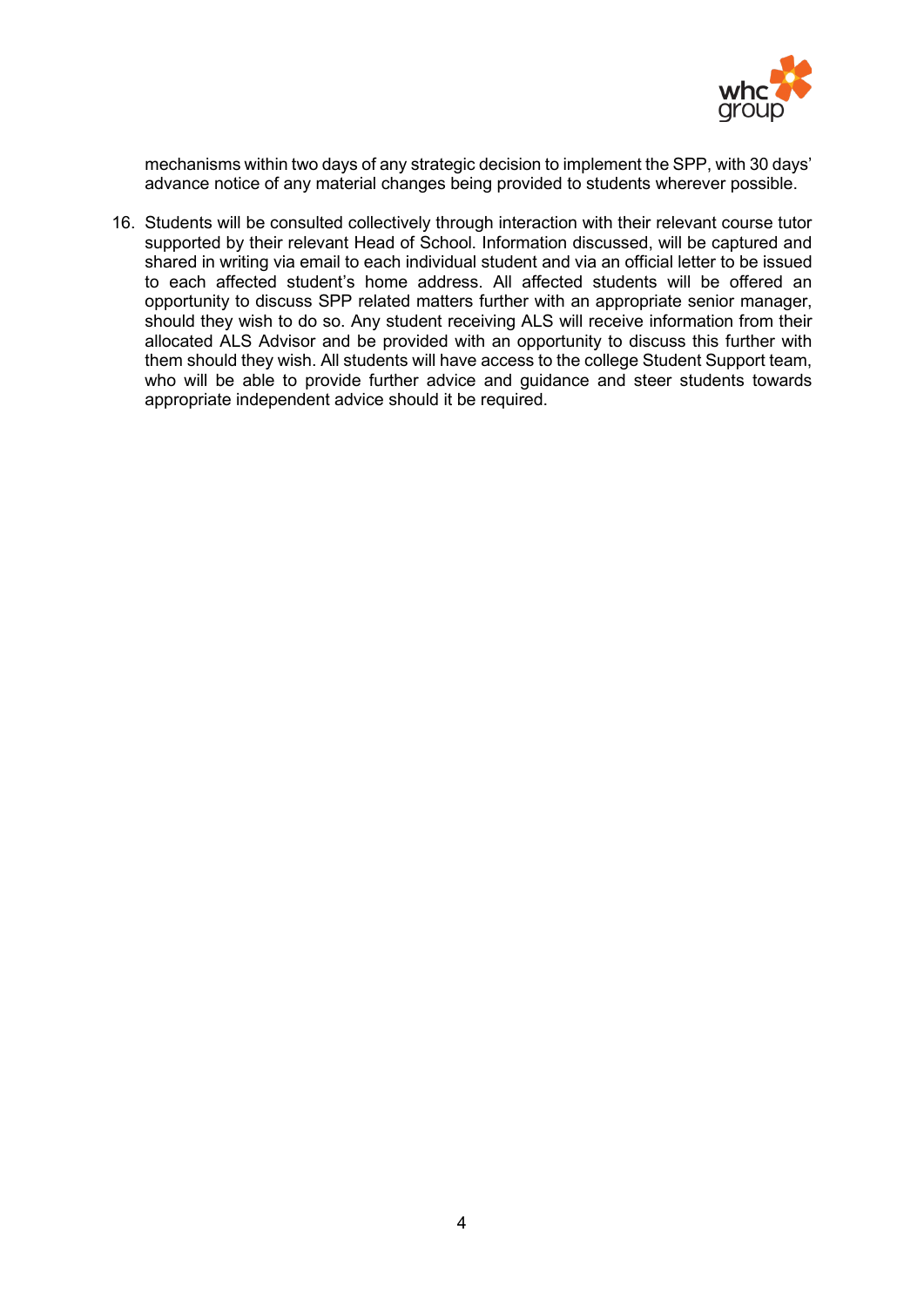mechanisms within two days of any strategic decision to implement the SPP, with 30 days' advance notice of any material changes being provided to students wherever possible.

16. Students will be consulted collectively through interaction with their relevant course tutor supported by their relevant Head of School. Information discussed, will be captured and shared in writing via email to each individual student and via an official letter to be issued to each affected student's home address. All affected students will be offered an opportunity to discuss SPP related matters further with an appropriate senior manager, should they wish to do so. Any student receiving ALS will receive information from their allocated ALS Advisor and be provided with an opportunity to discuss this further with them should they wish. All students will have access to the college Student Support team, who will be able to provide further advice and guidance and steer students towards appropriate independent advice should it be required.